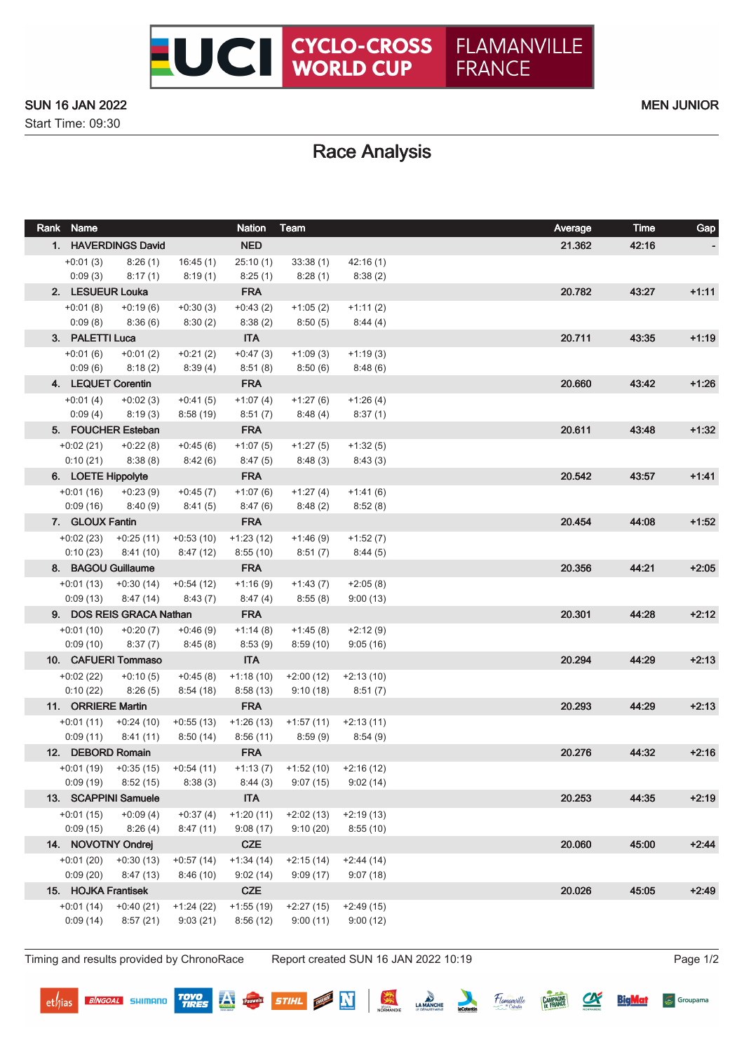# UCI CYCLO-CROSS WORLD CUP FLAMANVILLE FRANCE

SUN 16 JAN 2022

Start Time: 09:30

MEN JUNIOR

## Race Analysis

| Rank | Name | | | Nation | Team | | Average | Time | Gap |
|---|---|---|---|---|---|---|---|---|---|
| 1. | HAVERDINGS David | | | NED | | | 21.362 | 42:16 | - |
| +0:01 (3) | 8:26 (1) | 16:45 (1) | 25:10 (1) | 33:38 (1) | 42:16 (1) | | | | |
| 0:09 (3) | 8:17 (1) | 8:19 (1) | 8:25 (1) | 8:28 (1) | 8:38 (2) | | | | |
| 2. | LESUEUR Louka | | | FRA | | | 20.782 | 43:27 | +1:11 |
| +0:01 (8) | +0:19 (6) | +0:30 (3) | +0:43 (2) | +1:05 (2) | +1:11 (2) | | | | |
| 0:09 (8) | 8:36 (6) | 8:30 (2) | 8:38 (2) | 8:50 (5) | 8:44 (4) | | | | |
| 3. | PALETTI Luca | | | ITA | | | 20.711 | 43:35 | +1:19 |
| +0:01 (6) | +0:01 (2) | +0:21 (2) | +0:47 (3) | +1:09 (3) | +1:19 (3) | | | | |
| 0:09 (6) | 8:18 (2) | 8:39 (4) | 8:51 (8) | 8:50 (6) | 8:48 (6) | | | | |
| 4. | LEQUET Corentin | | | FRA | | | 20.660 | 43:42 | +1:26 |
| +0:01 (4) | +0:02 (3) | +0:41 (5) | +1:07 (4) | +1:27 (6) | +1:26 (4) | | | | |
| 0:09 (4) | 8:19 (3) | 8:58 (19) | 8:51 (7) | 8:48 (4) | 8:37 (1) | | | | |
| 5. | FOUCHER Esteban | | | FRA | | | 20.611 | 43:48 | +1:32 |
| +0:02 (21) | +0:22 (8) | +0:45 (6) | +1:07 (5) | +1:27 (5) | +1:32 (5) | | | | |
| 0:10 (21) | 8:38 (8) | 8:42 (6) | 8:47 (5) | 8:48 (3) | 8:43 (3) | | | | |
| 6. | LOETE Hippolyte | | | FRA | | | 20.542 | 43:57 | +1:41 |
| +0:01 (16) | +0:23 (9) | +0:45 (7) | +1:07 (6) | +1:27 (4) | +1:41 (6) | | | | |
| 0:09 (16) | 8:40 (9) | 8:41 (5) | 8:47 (6) | 8:48 (2) | 8:52 (8) | | | | |
| 7. | GLOUX Fantin | | | FRA | | | 20.454 | 44:08 | +1:52 |
| +0:02 (23) | +0:25 (11) | +0:53 (10) | +1:23 (12) | +1:46 (9) | +1:52 (7) | | | | |
| 0:10 (23) | 8:41 (10) | 8:47 (12) | 8:55 (10) | 8:51 (7) | 8:44 (5) | | | | |
| 8. | BAGOU Guillaume | | | FRA | | | 20.356 | 44:21 | +2:05 |
| +0:01 (13) | +0:30 (14) | +0:54 (12) | +1:16 (9) | +1:43 (7) | +2:05 (8) | | | | |
| 0:09 (13) | 8:47 (14) | 8:43 (7) | 8:47 (4) | 8:55 (8) | 9:00 (13) | | | | |
| 9. | DOS REIS GRACA Nathan | | | FRA | | | 20.301 | 44:28 | +2:12 |
| +0:01 (10) | +0:20 (7) | +0:46 (9) | +1:14 (8) | +1:45 (8) | +2:12 (9) | | | | |
| 0:09 (10) | 8:37 (7) | 8:45 (8) | 8:53 (9) | 8:59 (10) | 9:05 (16) | | | | |
| 10. | CAFUERI Tommaso | | | ITA | | | 20.294 | 44:29 | +2:13 |
| +0:02 (22) | +0:10 (5) | +0:45 (8) | +1:18 (10) | +2:00 (12) | +2:13 (10) | | | | |
| 0:10 (22) | 8:26 (5) | 8:54 (18) | 8:58 (13) | 9:10 (18) | 8:51 (7) | | | | |
| 11. | ORRIERE Martin | | | FRA | | | 20.293 | 44:29 | +2:13 |
| +0:01 (11) | +0:24 (10) | +0:55 (13) | +1:26 (13) | +1:57 (11) | +2:13 (11) | | | | |
| 0:09 (11) | 8:41 (11) | 8:50 (14) | 8:56 (11) | 8:59 (9) | 8:54 (9) | | | | |
| 12. | DEBORD Romain | | | FRA | | | 20.276 | 44:32 | +2:16 |
| +0:01 (19) | +0:35 (15) | +0:54 (11) | +1:13 (7) | +1:52 (10) | +2:16 (12) | | | | |
| 0:09 (19) | 8:52 (15) | 8:38 (3) | 8:44 (3) | 9:07 (15) | 9:02 (14) | | | | |
| 13. | SCAPPINI Samuele | | | ITA | | | 20.253 | 44:35 | +2:19 |
| +0:01 (15) | +0:09 (4) | +0:37 (4) | +1:20 (11) | +2:02 (13) | +2:19 (13) | | | | |
| 0:09 (15) | 8:26 (4) | 8:47 (11) | 9:08 (17) | 9:10 (20) | 8:55 (10) | | | | |
| 14. | NOVOTNY Ondrej | | | CZE | | | 20.060 | 45:00 | +2:44 |
| +0:01 (20) | +0:30 (13) | +0:57 (14) | +1:34 (14) | +2:15 (14) | +2:44 (14) | | | | |
| 0:09 (20) | 8:47 (13) | 8:46 (10) | 9:02 (14) | 9:09 (17) | 9:07 (18) | | | | |
| 15. | HOJKA Frantisek | | | CZE | | | 20.026 | 45:05 | +2:49 |
| +0:01 (14) | +0:40 (21) | +1:24 (22) | +1:55 (19) | +2:27 (15) | +2:49 (15) | | | | |
| 0:09 (14) | 8:57 (21) | 9:03 (21) | 8:56 (12) | 9:00 (11) | 9:00 (12) | | | | |

Timing and results provided by ChronoRace    Report created SUN 16 JAN 2022 10:19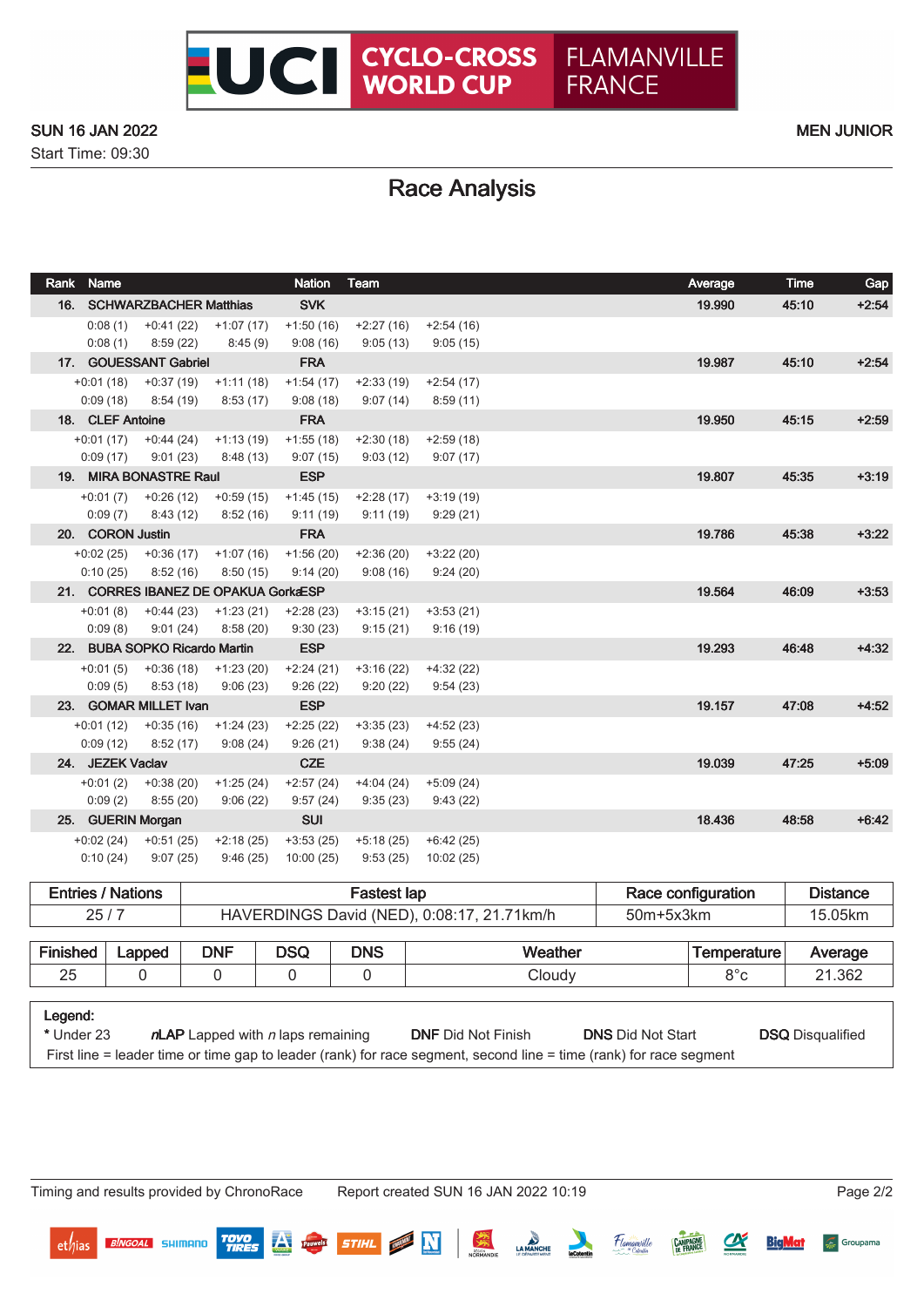# UCI CYCLO-CROSS WORLD CUP FLAMANVILLE FRANCE

SUN 16 JAN 2022

Start Time: 09:30

MEN JUNIOR

## Race Analysis

| Rank | Name | | | Nation | Team | | Average | Time | Gap |
|---|---|---|---|---|---|---|---|---|---|
| 16. | SCHWARZBACHER Matthias | | | SVK | | | 19.990 | 45:10 | +2:54 |
| | 0:08 (1) | +0:41 (22) | +1:07 (17) | +1:50 (16) | +2:27 (16) | +2:54 (16) | | | |
| | 0:08 (1) | 8:59 (22) | 8:45 (9) | 9:08 (16) | 9:05 (13) | 9:05 (15) | | | |
| 17. | GOUESSANT Gabriel | | | FRA | | | 19.987 | 45:10 | +2:54 |
| | +0:01 (18) | +0:37 (19) | +1:11 (18) | +1:54 (17) | +2:33 (19) | +2:54 (17) | | | |
| | 0:09 (18) | 8:54 (19) | 8:53 (17) | 9:08 (18) | 9:07 (14) | 8:59 (11) | | | |
| 18. | CLEF Antoine | | | FRA | | | 19.950 | 45:15 | +2:59 |
| | +0:01 (17) | +0:44 (24) | +1:13 (19) | +1:55 (18) | +2:30 (18) | +2:59 (18) | | | |
| | 0:09 (17) | 9:01 (23) | 8:48 (13) | 9:07 (15) | 9:03 (12) | 9:07 (17) | | | |
| 19. | MIRA BONASTRE Raul | | | ESP | | | 19.807 | 45:35 | +3:19 |
| | +0:01 (7) | +0:26 (12) | +0:59 (15) | +1:45 (15) | +2:28 (17) | +3:19 (19) | | | |
| | 0:09 (7) | 8:43 (12) | 8:52 (16) | 9:11 (19) | 9:11 (19) | 9:29 (21) | | | |
| 20. | CORON Justin | | | FRA | | | 19.786 | 45:38 | +3:22 |
| | +0:02 (25) | +0:36 (17) | +1:07 (16) | +1:56 (20) | +2:36 (20) | +3:22 (20) | | | |
| | 0:10 (25) | 8:52 (16) | 8:50 (15) | 9:14 (20) | 9:08 (16) | 9:24 (20) | | | |
| 21. | CORRES IBANEZ DE OPAKUA Gorka | | | ESP | | | 19.564 | 46:09 | +3:53 |
| | +0:01 (8) | +0:44 (23) | +1:23 (21) | +2:28 (23) | +3:15 (21) | +3:53 (21) | | | |
| | 0:09 (8) | 9:01 (24) | 8:58 (20) | 9:30 (23) | 9:15 (21) | 9:16 (19) | | | |
| 22. | BUBA SOPKO Ricardo Martin | | | ESP | | | 19.293 | 46:48 | +4:32 |
| | +0:01 (5) | +0:36 (18) | +1:23 (20) | +2:24 (21) | +3:16 (22) | +4:32 (22) | | | |
| | 0:09 (5) | 8:53 (18) | 9:06 (23) | 9:26 (22) | 9:20 (22) | 9:54 (23) | | | |
| 23. | GOMAR MILLET Ivan | | | ESP | | | 19.157 | 47:08 | +4:52 |
| | +0:01 (12) | +0:35 (16) | +1:24 (23) | +2:25 (22) | +3:35 (23) | +4:52 (23) | | | |
| | 0:09 (12) | 8:52 (17) | 9:08 (24) | 9:26 (21) | 9:38 (24) | 9:55 (24) | | | |
| 24. | JEZEK Vaclav | | | CZE | | | 19.039 | 47:25 | +5:09 |
| | +0:01 (2) | +0:38 (20) | +1:25 (24) | +2:57 (24) | +4:04 (24) | +5:09 (24) | | | |
| | 0:09 (2) | 8:55 (20) | 9:06 (22) | 9:57 (24) | 9:35 (23) | 9:43 (22) | | | |
| 25. | GUERIN Morgan | | | SUI | | | 18.436 | 48:58 | +6:42 |
| | +0:02 (24) | +0:51 (25) | +2:18 (25) | +3:53 (25) | +5:18 (25) | +6:42 (25) | | | |
| | 0:10 (24) | 9:07 (25) | 9:46 (25) | 10:00 (25) | 9:53 (25) | 10:02 (25) | | | |

| Entries / Nations | Fastest lap | Race configuration | Distance |
|---|---|---|---|
| 25 / 7 | HAVERDINGS David (NED), 0:08:17, 21.71km/h | 50m+5x3km | 15.05km |

| Finished | Lapped | DNF | DSQ | DNS | Weather | Temperature | Average |
|---|---|---|---|---|---|---|---|
| 25 | 0 | 0 | 0 | 0 | Cloudy | 8°c | 21.362 |

**Legend:**
\* Under 23 — ***n*LAP** Lapped with *n* laps remaining — **DNF** Did Not Finish — **DNS** Did Not Start — **DSQ** Disqualified

First line = leader time or time gap to leader (rank) for race segment, second line = time (rank) for race segment

Timing and results provided by ChronoRace — Report created SUN 16 JAN 2022 10:19